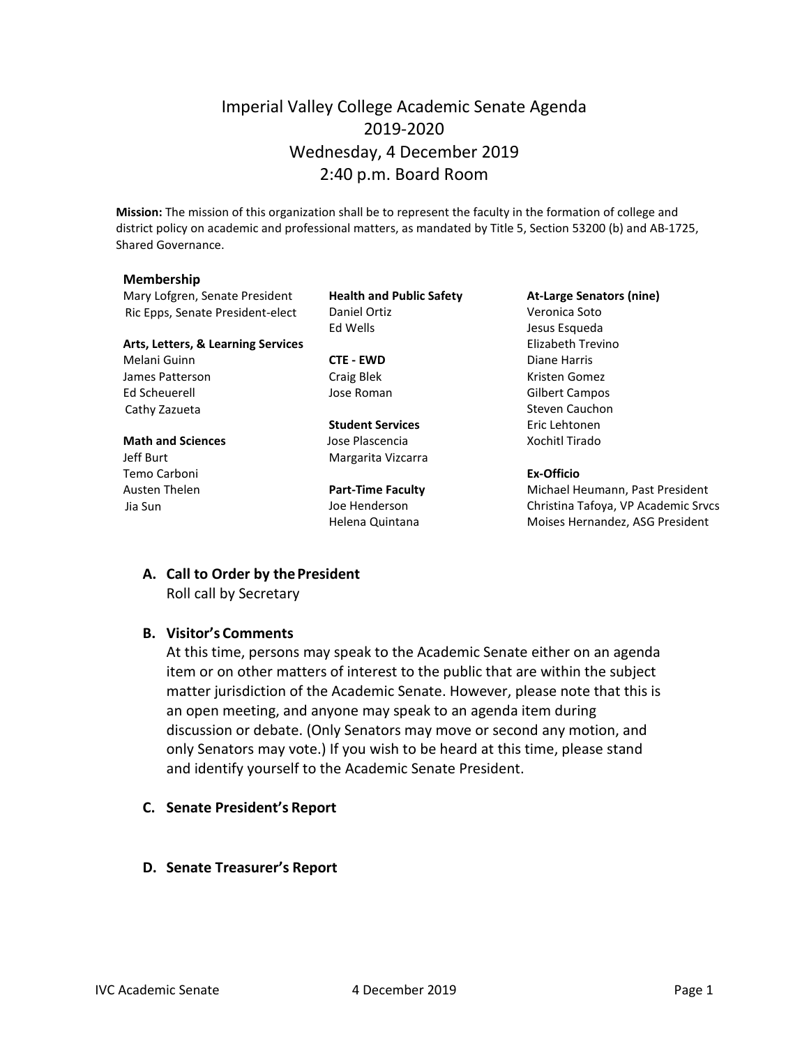# Imperial Valley College Academic Senate Agenda
## 2019-2020
## Wednesday, 4 December 2019
## 2:40 p.m. Board Room

**Mission:** The mission of this organization shall be to represent the faculty in the formation of college and district policy on academic and professional matters, as mandated by Title 5, Section 53200 (b) and AB-1725, Shared Governance.

**Membership**

Mary Lofgren, Senate President
Ric Epps, Senate President-elect

**Arts, Letters, & Learning Services**
Melani Guinn
James Patterson
Ed Scheuerell
Cathy Zazueta

**Math and Sciences**
Jeff Burt
Temo Carboni
Austen Thelen
Jia Sun

**Health and Public Safety**
Daniel Ortiz
Ed Wells

**CTE - EWD**
Craig Blek
Jose Roman

**Student Services**
Jose Plascencia
Margarita Vizcarra

**Part-Time Faculty**
Joe Henderson
Helena Quintana

**At-Large Senators (nine)**
Veronica Soto
Jesus Esqueda
Elizabeth Trevino
Diane Harris
Kristen Gomez
Gilbert Campos
Steven Cauchon
Eric Lehtonen
Xochitl Tirado

**Ex-Officio**
Michael Heumann, Past President
Christina Tafoya, VP Academic Srvcs
Moises Hernandez, ASG President

**A. Call to Order by the President**
Roll call by Secretary

**B. Visitor's Comments**
At this time, persons may speak to the Academic Senate either on an agenda item or on other matters of interest to the public that are within the subject matter jurisdiction of the Academic Senate. However, please note that this is an open meeting, and anyone may speak to an agenda item during discussion or debate. (Only Senators may move or second any motion, and only Senators may vote.) If you wish to be heard at this time, please stand and identify yourself to the Academic Senate President.

**C. Senate President's Report**

**D. Senate Treasurer's Report**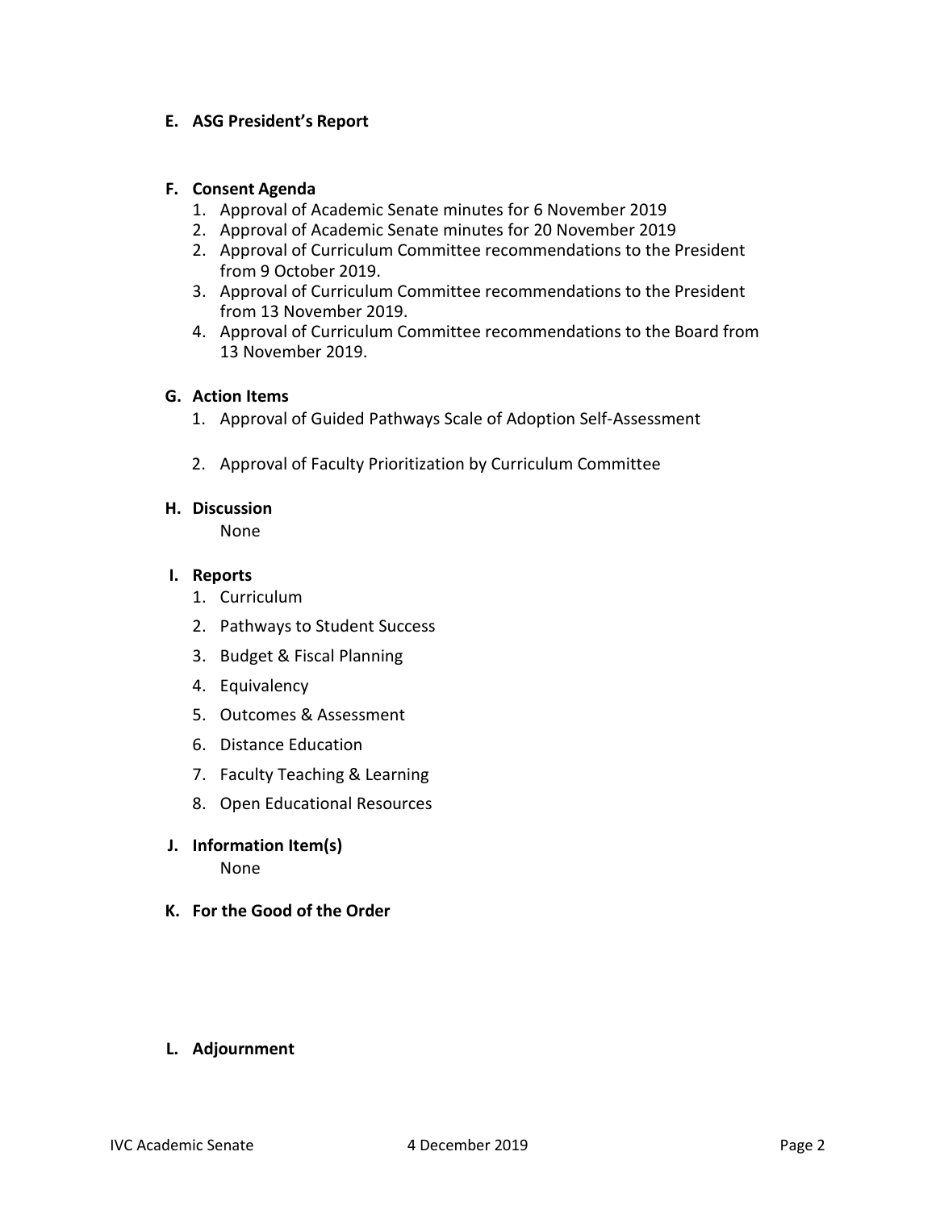**E. ASG President's Report**

**F. Consent Agenda**

1. Approval of Academic Senate minutes for 6 November 2019
2. Approval of Academic Senate minutes for 20 November 2019
2. Approval of Curriculum Committee recommendations to the President from 9 October 2019.
3. Approval of Curriculum Committee recommendations to the President from 13 November 2019.
4. Approval of Curriculum Committee recommendations to the Board from 13 November 2019.

**G. Action Items**

1. Approval of Guided Pathways Scale of Adoption Self-Assessment
2. Approval of Faculty Prioritization by Curriculum Committee

**H. Discussion**

None

**I. Reports**

1. Curriculum
2. Pathways to Student Success
3. Budget & Fiscal Planning
4. Equivalency
5. Outcomes & Assessment
6. Distance Education
7. Faculty Teaching & Learning
8. Open Educational Resources

**J. Information Item(s)**

None

**K. For the Good of the Order**

**L. Adjournment**